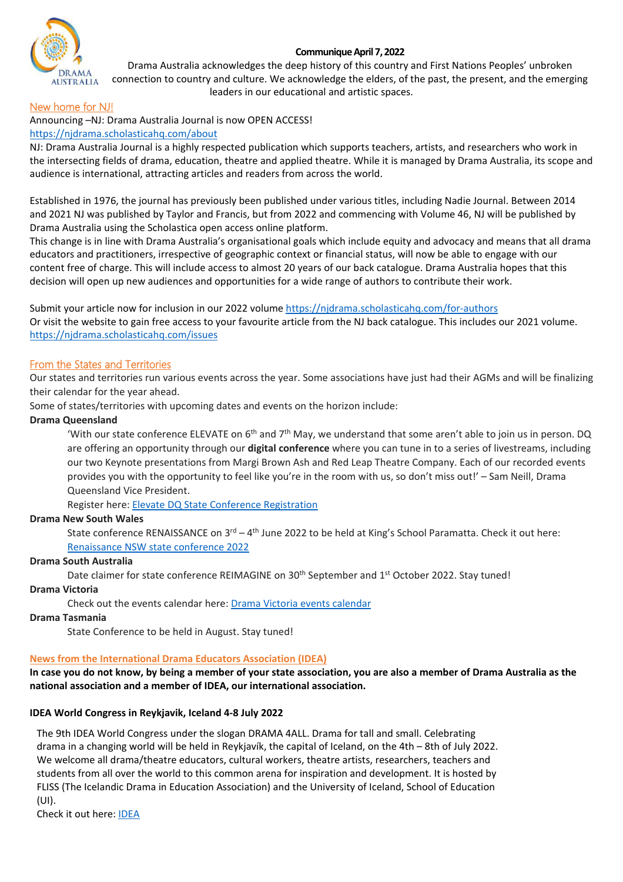**Communique April 7, 2022**

Drama Australia acknowledges the deep history of this country and First Nations Peoples' unbroken connection to country and culture. We acknowledge the elders, of the past, the present, and the emerging leaders in our educational and artistic spaces.

## New home for NJ!

Announcing –NJ: Drama Australia Journal is now OPEN ACCESS!

https://njdrama.scholasticahq.com/about

NJ: Drama Australia Journal is a highly respected publication which supports teachers, artists, and researchers who work in the intersecting fields of drama, education, theatre and applied theatre. While it is managed by Drama Australia, its scope and audience is international, attracting articles and readers from across the world.

Established in 1976, the journal has previously been published under various titles, including Nadie Journal. Between 2014 and 2021 NJ was published by Taylor and Francis, but from 2022 and commencing with Volume 46, NJ will be published by Drama Australia using the Scholastica open access online platform.

This change is in line with Drama Australia's organisational goals which include equity and advocacy and means that all drama educators and practitioners, irrespective of geographic context or financial status, will now be able to engage with our content free of charge. This will include access to almost 20 years of our back catalogue. Drama Australia hopes that this decision will open up new audiences and opportunities for a wide range of authors to contribute their work.

Submit your article now for inclusion in our 2022 volume https://njdrama.scholasticahq.com/for-authors

Or visit the website to gain free access to your favourite article from the NJ back catalogue. This includes our 2021 volume. https://njdrama.scholasticahq.com/issues

## From the States and Territories

Our states and territories run various events across the year. Some associations have just had their AGMs and will be finalizing their calendar for the year ahead.

Some of states/territories with upcoming dates and events on the horizon include:

**Drama Queensland**

'With our state conference ELEVATE on 6th and 7th May, we understand that some aren't able to join us in person. DQ are offering an opportunity through our **digital conference** where you can tune in to a series of livestreams, including our two Keynote presentations from Margi Brown Ash and Red Leap Theatre Company. Each of our recorded events provides you with the opportunity to feel like you're in the room with us, so don't miss out!' – Sam Neill, Drama Queensland Vice President.

Register here: Elevate DQ State Conference Registration

**Drama New South Wales**

State conference RENAISSANCE on 3rd – 4th June 2022 to be held at King's School Paramatta. Check it out here: Renaissance NSW state conference 2022

**Drama South Australia**

Date claimer for state conference REIMAGINE on 30th September and 1st October 2022. Stay tuned!

**Drama Victoria**

Check out the events calendar here: Drama Victoria events calendar

**Drama Tasmania**

State Conference to be held in August. Stay tuned!

## News from the International Drama Educators Association (IDEA)

**In case you do not know, by being a member of your state association, you are also a member of Drama Australia as the national association and a member of IDEA, our international association.**

**IDEA World Congress in Reykjavik, Iceland 4-8 July 2022**

The 9th IDEA World Congress under the slogan DRAMA 4ALL. Drama for tall and small. Celebrating drama in a changing world will be held in Reykjavík, the capital of Iceland, on the 4th – 8th of July 2022. We welcome all drama/theatre educators, cultural workers, theatre artists, researchers, teachers and students from all over the world to this common arena for inspiration and development. It is hosted by FLISS (The Icelandic Drama in Education Association) and the University of Iceland, School of Education (UI).

Check it out here: IDEA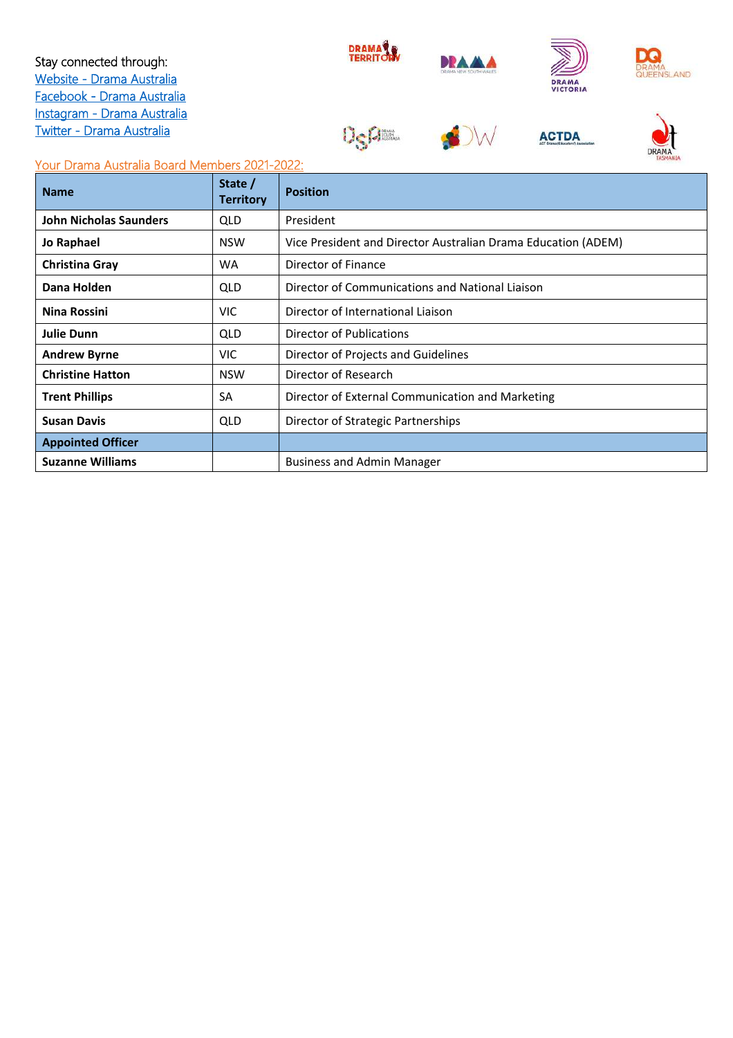Stay connected through:
[Website - Drama Australia](#)
[Facebook - Drama Australia](#)
[Instagram - Drama Australia](#)
[Twitter - Drama Australia](#)

Your Drama Australia Board Members 2021-2022:

| Name | State / Territory | Position |
|---|---|---|
| **John Nicholas Saunders** | QLD | President |
| **Jo Raphael** | NSW | Vice President and Director Australian Drama Education (ADEM) |
| **Christina Gray** | WA | Director of Finance |
| **Dana Holden** | QLD | Director of Communications and National Liaison |
| **Nina Rossini** | VIC | Director of International Liaison |
| **Julie Dunn** | QLD | Director of Publications |
| **Andrew Byrne** | VIC | Director of Projects and Guidelines |
| **Christine Hatton** | NSW | Director of Research |
| **Trent Phillips** | SA | Director of External Communication and Marketing |
| **Susan Davis** | QLD | Director of Strategic Partnerships |
| **Appointed Officer** | | |
| **Suzanne Williams** | | Business and Admin Manager |